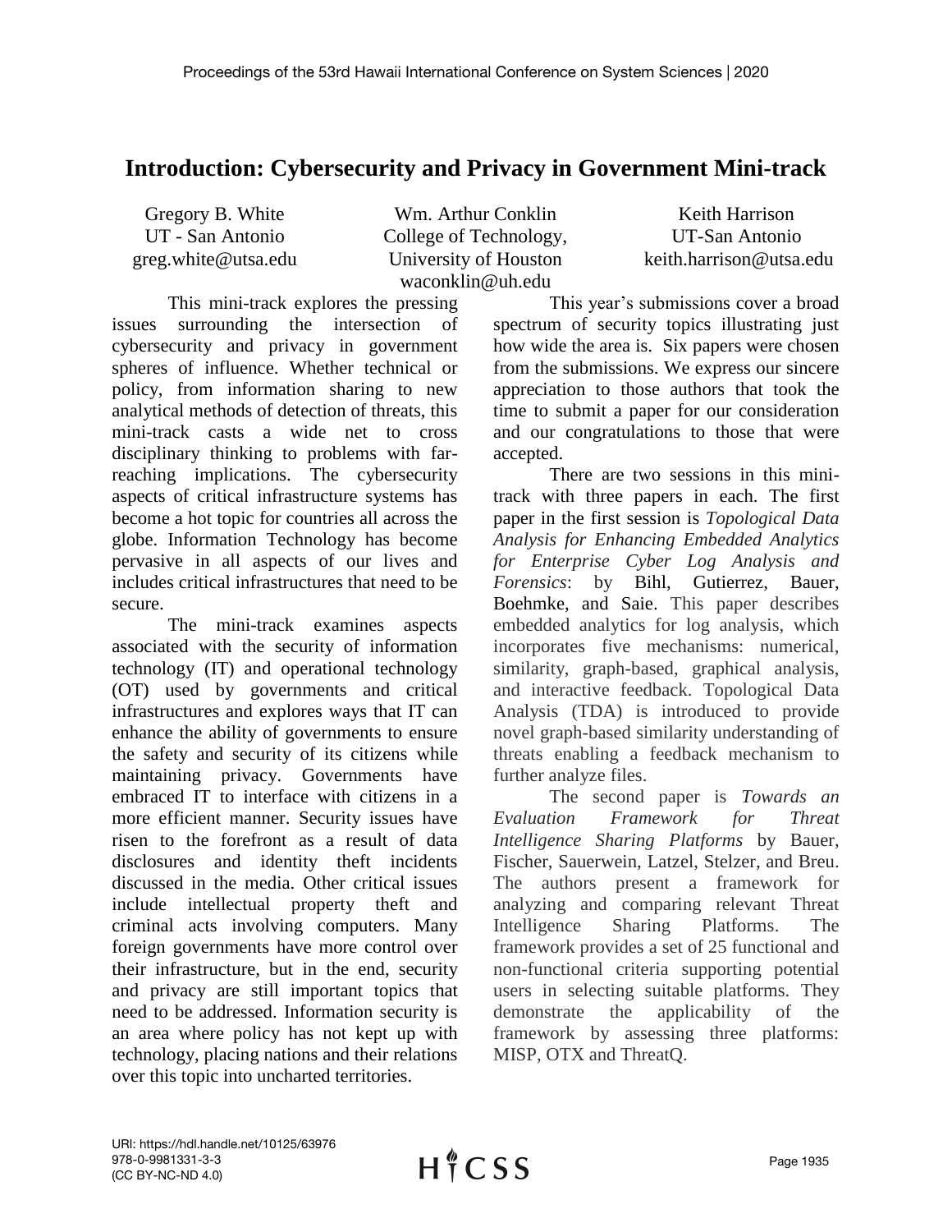# Introduction: Cybersecurity and Privacy in Government Mini-track

Gregory B. White
UT - San Antonio
greg.white@utsa.edu

Wm. Arthur Conklin
College of Technology,
University of Houston
waconklin@uh.edu

Keith Harrison
UT-San Antonio
keith.harrison@utsa.edu

This mini-track explores the pressing issues surrounding the intersection of cybersecurity and privacy in government spheres of influence. Whether technical or policy, from information sharing to new analytical methods of detection of threats, this mini-track casts a wide net to cross disciplinary thinking to problems with far-reaching implications. The cybersecurity aspects of critical infrastructure systems has become a hot topic for countries all across the globe. Information Technology has become pervasive in all aspects of our lives and includes critical infrastructures that need to be secure.

The mini-track examines aspects associated with the security of information technology (IT) and operational technology (OT) used by governments and critical infrastructures and explores ways that IT can enhance the ability of governments to ensure the safety and security of its citizens while maintaining privacy. Governments have embraced IT to interface with citizens in a more efficient manner. Security issues have risen to the forefront as a result of data disclosures and identity theft incidents discussed in the media. Other critical issues include intellectual property theft and criminal acts involving computers. Many foreign governments have more control over their infrastructure, but in the end, security and privacy are still important topics that need to be addressed. Information security is an area where policy has not kept up with technology, placing nations and their relations over this topic into uncharted territories.

This year's submissions cover a broad spectrum of security topics illustrating just how wide the area is. Six papers were chosen from the submissions. We express our sincere appreciation to those authors that took the time to submit a paper for our consideration and our congratulations to those that were accepted.

There are two sessions in this mini-track with three papers in each. The first paper in the first session is *Topological Data Analysis for Enhancing Embedded Analytics for Enterprise Cyber Log Analysis and Forensics*: by Bihl, Gutierrez, Bauer, Boehmke, and Saie. This paper describes embedded analytics for log analysis, which incorporates five mechanisms: numerical, similarity, graph-based, graphical analysis, and interactive feedback. Topological Data Analysis (TDA) is introduced to provide novel graph-based similarity understanding of threats enabling a feedback mechanism to further analyze files.

The second paper is *Towards an Evaluation Framework for Threat Intelligence Sharing Platforms* by Bauer, Fischer, Sauerwein, Latzel, Stelzer, and Breu. The authors present a framework for analyzing and comparing relevant Threat Intelligence Sharing Platforms. The framework provides a set of 25 functional and non-functional criteria supporting potential users in selecting suitable platforms. They demonstrate the applicability of the framework by assessing three platforms: MISP, OTX and ThreatQ.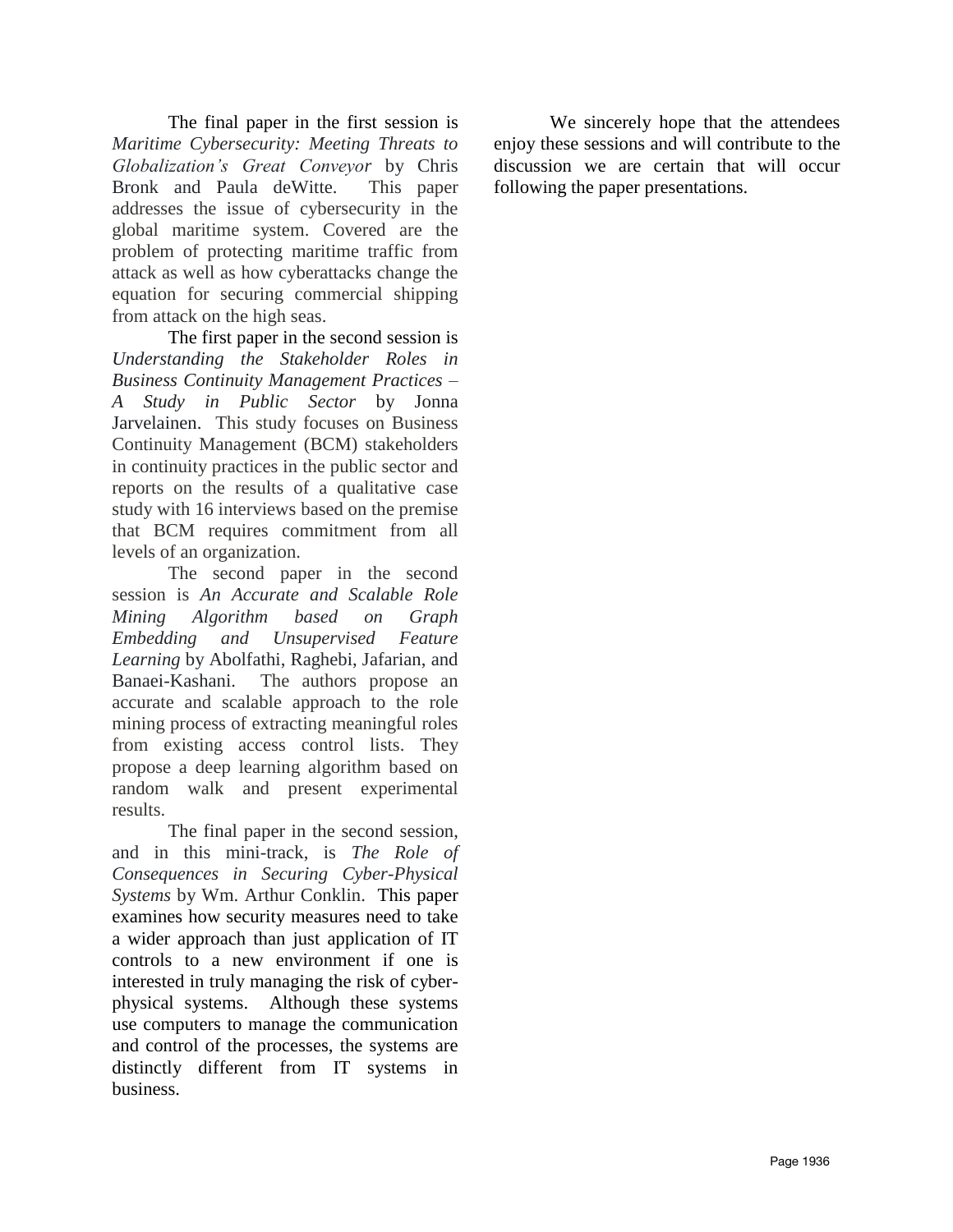The final paper in the first session is *Maritime Cybersecurity: Meeting Threats to Globalization's Great Conveyor* by Chris Bronk and Paula deWitte. This paper addresses the issue of cybersecurity in the global maritime system. Covered are the problem of protecting maritime traffic from attack as well as how cyberattacks change the equation for securing commercial shipping from attack on the high seas.

The first paper in the second session is *Understanding the Stakeholder Roles in Business Continuity Management Practices – A Study in Public Sector* by Jonna Jarvelainen. This study focuses on Business Continuity Management (BCM) stakeholders in continuity practices in the public sector and reports on the results of a qualitative case study with 16 interviews based on the premise that BCM requires commitment from all levels of an organization.

The second paper in the second session is *An Accurate and Scalable Role Mining Algorithm based on Graph Embedding and Unsupervised Feature Learning* by Abolfathi, Raghebi, Jafarian, and Banaei-Kashani. The authors propose an accurate and scalable approach to the role mining process of extracting meaningful roles from existing access control lists. They propose a deep learning algorithm based on random walk and present experimental results.

The final paper in the second session, and in this mini-track, is *The Role of Consequences in Securing Cyber-Physical Systems* by Wm. Arthur Conklin. This paper examines how security measures need to take a wider approach than just application of IT controls to a new environment if one is interested in truly managing the risk of cyber-physical systems. Although these systems use computers to manage the communication and control of the processes, the systems are distinctly different from IT systems in business.

We sincerely hope that the attendees enjoy these sessions and will contribute to the discussion we are certain that will occur following the paper presentations.